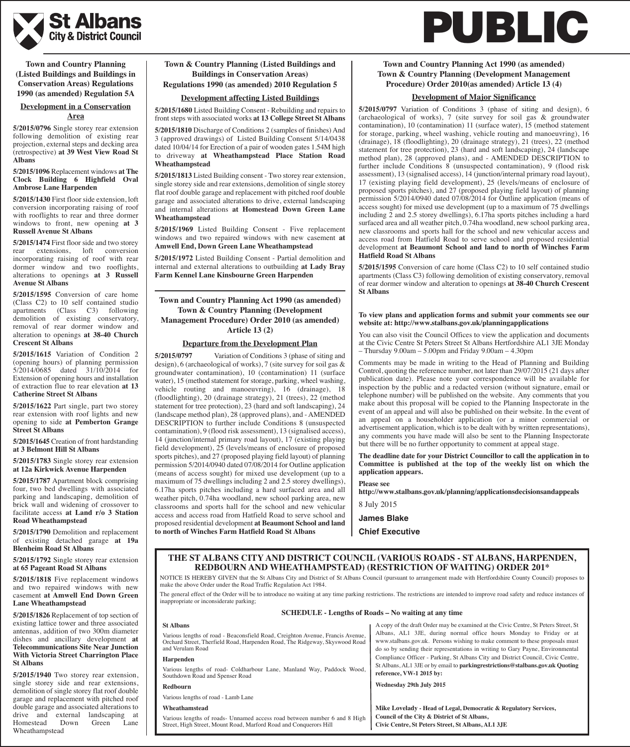**St Albans City & District Council**

# PUBLIC

### Town and Country Planning (Listed Buildings and Buildings in Conservation Areas) Regulations 1990 (as amended) Regulation 5A

#### Development in a Conservation Area

**5/2015/0796** Single storey rear extension following demolition of existing rear projection, external steps and decking area (retrospective) **at 39 West View Road St Albans**

**5/2015/1096** Replacement windows **at The Clock Building 6 Highfield Oval Ambrose Lane Harpenden**

**5/2015/1430** First floor side extension, loft conversion incorporating raising of roof with rooflights to rear and three dormer windows to front, new opening **at 3 Russell Avenue St Albans**

**5/2015/1474** First floor side and two storey rear extensions, loft conversion incorporating raising of roof with rear dormer window and two rooflights, alterations to openings **at 3 Russell Avenue St Albans**

**5/2015/1595** Conversion of care home (Class C2) to 10 self contained studio apartments (Class C3) following demolition of existing conservatory, removal of rear dormer window and alteration to openings **at 38-40 Church Crescent St Albans**

**5/2015/1615** Variation of Condition 2 (opening hours) of planning permission 5/2014/0685 dated 31/10/2014 for Extension of opening hours and installation of extraction flue to rear elevation **at 13 Catherine Street St Albans**

**5/2015/1622** Part single, part two storey rear extension with roof lights and new opening to side **at Pemberton Grange Street St Albans**

**5/2015/1645** Creation of front hardstanding **at 3 Belmont Hill St Albans**

**5/2015/1783** Single storey rear extension **at 12a Kirkwick Avenue Harpenden**

**5/2015/1787** Apartment block comprising four, two bed dwellings with associated parking and landscaping, demolition of brick wall and widening of crossover to facilitate access **at Land r/o 3 Station Road Wheathampstead**

**5/2015/1790** Demolition and replacement of existing detached garage **at 19a Blenheim Road St Albans**

**5/2015/1792** Single storey rear extension **at 65 Pageant Road St Albans**

**5/2015/1818** Five replacement windows and two repaired windows with new casement **at Amwell End Down Green Lane Wheathampstead**

**5/2015/1826** Replacement of top section of existing lattice tower and three associated antennas, addition of two 300m diameter dishes and ancillary development **at Telecommunications Site Near Junction With Victoria Street Charrington Place St Albans**

**5/2015/1940** Two storey rear extension, single storey side and rear extensions, demolition of single storey flat roof double garage and replacement with pitched roof double garage and associated alterations to drive and external landscaping at Homestead Down Green Lane Wheathampstead

### Town & Country Planning (Listed Buildings and Buildings in Conservation Areas) Regulations 1990 (as amended) 2010 Regulation 5

#### Development affecting Listed Buildings

**5/2015/1680** Listed Building Consent - Rebuilding and repairs to front steps with associated works **at 13 College Street St Albans**

**5/2015/1810** Discharge of Conditions 2 (samples of finishes) And 3 (approved drawings) of Listed Building Consent 5/14/0438 dated 10/04/14 for Erection of a pair of wooden gates 1.54M high to driveway **at Wheathampstead Place Station Road Wheathampstead**

**5/2015/1813** Listed Building consent - Two storey rear extension, single storey side and rear extensions, demolition of single storey flat roof double garage and replacement with pitched roof double garage and associated alterations to drive, external landscaping and internal alterations **at Homestead Down Green Lane Wheathampstead**

**5/2015/1969** Listed Building Consent - Five replacement windows and two repaired windows with new casement **at Amwell End, Down Green Lane Wheathampstead**

**5/2015/1972** Listed Building Consent - Partial demolition and internal and external alterations to outbuilding **at Lady Bray Farm Kennel Lane Kinsbourne Green Harpenden**

### Town and Country Planning Act 1990 (as amended) Town & Country Planning (Development Management Procedure) Order 2010 (as amended) Article 13 (2)

#### Departure from the Development Plan

**5/2015/0797** Variation of Conditions 3 (phase of siting and design), 6 (archaeological of works), 7 (site survey for soil gas & groundwater contamination), 10 (contamination) 11 (surface water), 15 (method statement for storage, parking, wheel washing, vehicle routing and manoeuvring), 16 (drainage), 18 (floodlighting), 20 (drainage strategy), 21 (trees), 22 (method statement for tree protection), 23 (hard and soft landscaping), 24 (landscape method plan), 28 (approved plans), and - AMENDED DESCRIPTION to further include Conditions 8 (unsuspected contamination), 9 (flood risk assessment), 13 (signalised access), 14 (junction/internal primary road layout), 17 (existing playing field development), 25 (levels/means of enclosure of proposed sports pitches), and 27 (proposed playing field layout) of planning permission 5/2014/0940 dated 07/08/2014 for Outline application (means of access sought) for mixed use development (up to a maximum of 75 dwellings including 2 and 2.5 storey dwellings), 6.17ha sports pitches including a hard surfaced area and all weather pitch, 0.74ha woodland, new school parking area, new classrooms and sports hall for the school and new vehicular access and access road from Hatfield Road to serve school and proposed residential development **at Beaumont School and land to north of Winches Farm Hatfield Road St Albans**

### Town and Country Planning Act 1990 (as amended) Town & Country Planning (Development Management Procedure) Order 2010(as amended) Article 13 (4)

#### Development of Major Significance

**5/2015/0797** Variation of Conditions 3 (phase of siting and design), 6 (archaeological of works), 7 (site survey for soil gas & groundwater contamination), 10 (contamination) 11 (surface water), 15 (method statement for storage, parking, wheel washing, vehicle routing and manoeuvring), 16 (drainage), 18 (floodlighting), 20 (drainage strategy), 21 (trees), 22 (method statement for tree protection), 23 (hard and soft landscaping), 24 (landscape method plan), 28 (approved plans), and - AMENDED DESCRIPTION to further include Conditions 8 (unsuspected contamination), 9 (flood risk assessment), 13 (signalised access), 14 (junction/internal primary road layout), 17 (existing playing field development), 25 (levels/means of enclosure of proposed sports pitches), and 27 (proposed playing field layout) of planning permission 5/2014/0940 dated 07/08/2014 for Outline application (means of access sought) for mixed use development (up to a maximum of 75 dwellings including 2 and 2.5 storey dwellings), 6.17ha sports pitches including a hard surfaced area and all weather pitch, 0.74ha woodland, new school parking area, new classrooms and sports hall for the school and new vehicular access and access road from Hatfield Road to serve school and proposed residential development **at Beaumont School and land to north of Winches Farm Hatfield Road St Albans**

**5/2015/1595** Conversion of care home (Class C2) to 10 self contained studio apartments (Class C3) following demolition of existing conservatory, removal of rear dormer window and alteration to openings **at 38-40 Church Crescent St Albans**

**To view plans and application forms and submit your comments see our website at: http://www.stalbans.gov.uk/planningapplications**

You can also visit the Council Offices to view the application and documents at the Civic Centre St Peters Street St Albans Hertfordshire AL1 3JE Monday – Thursday 9.00am – 5.00pm and Friday 9.00am – 4.30pm

Comments may be made in writing to the Head of Planning and Building Control, quoting the reference number, not later than 29/07/2015 (21 days after publication date). Please note your correspondence will be available for inspection by the public and a redacted version (without signature, email or telephone number) will be published on the website. Any comments that you make about this proposal will be copied to the Planning Inspectorate in the event of an appeal and will also be published on their website. In the event of an appeal on a householder application (or a minor commercial or advertisement application, which is to be dealt with by written representations), any comments you have made will also be sent to the Planning Inspectorate but there will be no further opportunity to comment at appeal stage.

**The deadline date for your District Councillor to call the application in to Committee is published at the top of the weekly list on which the application appears.**

**Please see**
**http://www.stalbans.gov.uk/planning/applicationsdecisionsandappeals**

8 July 2015

**James Blake**

**Chief Executive**

## THE ST ALBANS CITY AND DISTRICT COUNCIL (VARIOUS ROADS - ST ALBANS, HARPENDEN, REDBOURN AND WHEATHAMPSTEAD) (RESTRICTION OF WAITING) ORDER 201*

NOTICE IS HEREBY GIVEN that the St Albans City and District of St Albans Council (pursuant to arrangement made with Hertfordshire County Council) proposes to make the above Order under the Road Traffic Regulation Act 1984.

The general effect of the Order will be to introduce no waiting at any time parking restrictions. The restrictions are intended to improve road safety and reduce instances of inappropriate or inconsiderate parking;

### SCHEDULE - Lengths of Roads – No waiting at any time

**St Albans**

Various lengths of road - Beaconsfield Road, Creighton Avenue, Francis Avenue, Orchard Street, Therfield Road, Harpenden Road, The Ridgeway, Skyswood Road and Verulam Road

**Harpenden**

Various lengths of road- Coldharbour Lane, Manland Way, Paddock Wood, Southdown Road and Spenser Road

**Redbourn**

Various lengths of road - Lamb Lane

**Wheathamstead**

Various lengths of roads- Unnamed access road between number 6 and 8 High Street, High Street, Mount Road, Marford Road and Conquerors Hill

A copy of the draft Order may be examined at the Civic Centre, St Peters Street, St Albans, AL1 3JE, during normal office hours Monday to Friday or at www.stalbans.gov.uk. Persons wishing to make comment to these proposals must do so by sending their representations in writing to Gary Payne, Environmental Compliance Officer - Parking, St Albans City and District Council, Civic Centre, St Albans, AL1 3JE or by email to **parkingrestrictions@stalbans.gov.uk Quoting reference, VW-1 2015 by:**

**Wednesday 29th July 2015**

**Mike Lovelady - Head of Legal, Democratic & Regulatory Services,**
**Council of the City & District of St Albans,**
**Civic Centre, St Peters Street, St Albans, AL1 3JE**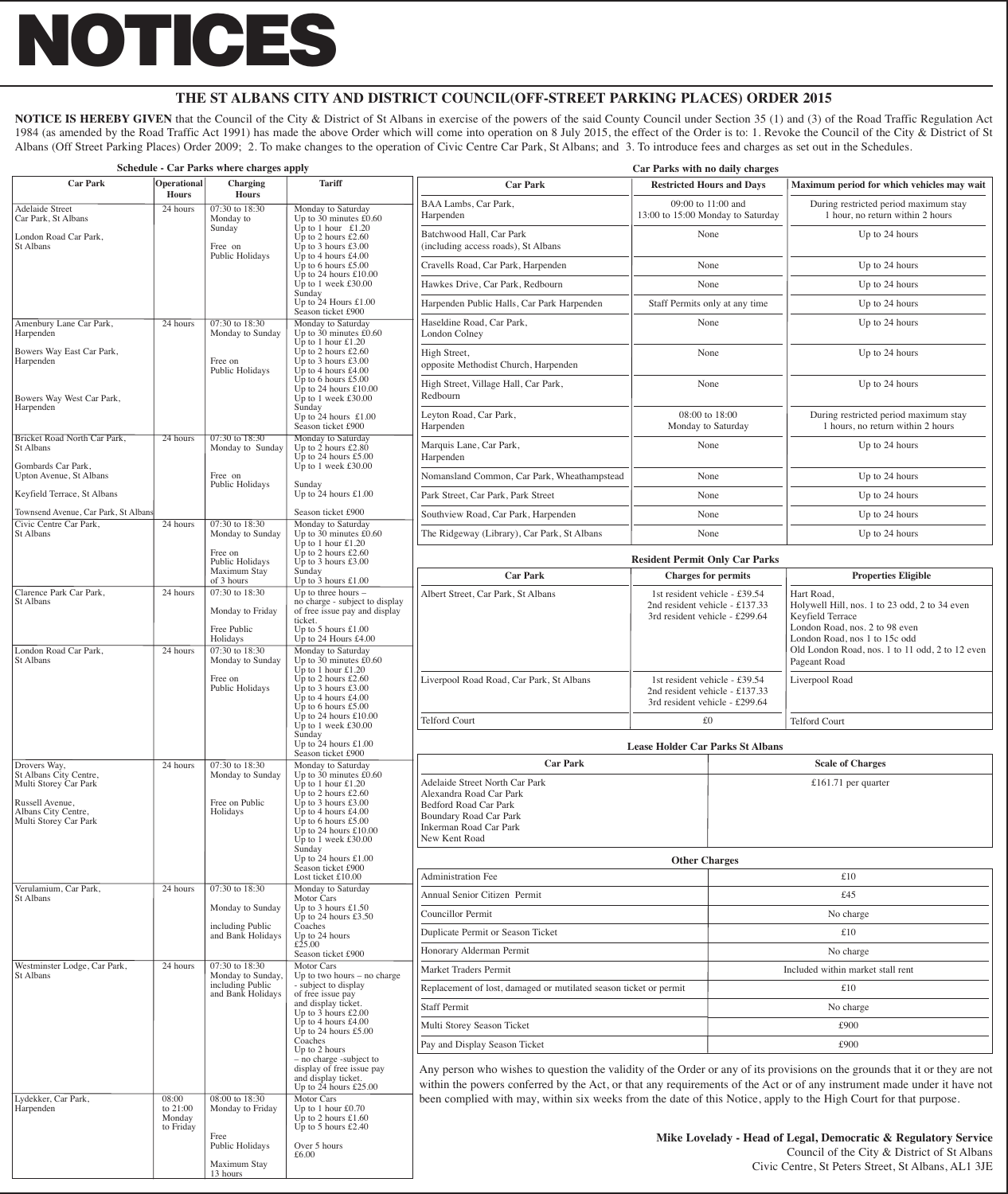# NOTICES

## THE ST ALBANS CITY AND DISTRICT COUNCIL(OFF-STREET PARKING PLACES) ORDER 2015

**NOTICE IS HEREBY GIVEN** that the Council of the City & District of St Albans in exercise of the powers of the said County Council under Section 35 (1) and (3) of the Road Traffic Regulation Act 1984 (as amended by the Road Traffic Act 1991) has made the above Order which will come into operation on 8 July 2015, the effect of the Order is to: 1. Revoke the Council of the City & District of St Albans (Off Street Parking Places) Order 2009; 2. To make changes to the operation of Civic Centre Car Park, St Albans; and 3. To introduce fees and charges as set out in the Schedules.

**Schedule - Car Parks where charges apply**

| Car Park | Operational Hours | Charging Hours | Tariff |
|---|---|---|---|
| Adelaide Street Car Park, St Albans<br>London Road Car Park, St Albans | 24 hours | 07:30 to 18:30 Monday to Sunday<br>Free on Public Holidays | Monday to Saturday<br>Up to 30 minutes £0.60<br>Up to 1 hour £1.20<br>Up to 2 hours £2.60<br>Up to 3 hours £3.00<br>Up to 4 hours £4.00<br>Up to 6 hours £5.00<br>Up to 24 hours £10.00<br>Up to 1 week £30.00<br>Sunday<br>Up to 24 Hours £1.00<br>Season ticket £900 |
| Amenbury Lane Car Park, Harpenden<br>Bowers Way East Car Park, Harpenden<br>Bowers Way West Car Park, Harpenden | 24 hours | 07:30 to 18:30 Monday to Sunday<br>Free on Public Holidays | Monday to Saturday<br>Up to 30 minutes £0.60<br>Up to 1 hour £1.20<br>Up to 2 hours £2.60<br>Up to 3 hours £3.00<br>Up to 4 hours £4.00<br>Up to 6 hours £5.00<br>Up to 24 hours £10.00<br>Up to 1 week £30.00<br>Sunday<br>Up to 24 hours £1.00<br>Season ticket £900 |
| Bricket Road North Car Park, St Albans<br>Gombards Car Park, Upton Avenue, St Albans<br>Keyfield Terrace, St Albans<br>Townsend Avenue, Car Park, St Albans | 24 hours | 07:30 to 18:30 Monday to Sunday<br>Free on Public Holidays | Monday to Saturday<br>Up to 2 hours £2.80<br>Up to 24 hours £5.00<br>Up to 1 week £30.00<br>Sunday<br>Up to 24 hours £1.00<br>Season ticket £900 |
| Civic Centre Car Park, St Albans | 24 hours | 07:30 to 18:30 Monday to Sunday<br>Free on Public Holidays<br>Maximum Stay of 3 hours | Monday to Saturday<br>Up to 30 minutes £0.60<br>Up to 1 hour £1.20<br>Up to 2 hours £2.60<br>Up to 3 hours £3.00<br>Sunday<br>Up to 3 hours £1.00 |
| Clarence Park Car Park, St Albans | 24 hours | 07:30 to 18:30<br>Monday to Friday<br>Free Public Holidays | Up to three hours – no charge - subject to display of free issue pay and display ticket.<br>Up to 5 hours £1.00<br>Up to 24 Hours £4.00 |
| London Road Car Park, St Albans | 24 hours | 07:30 to 18:30 Monday to Sunday<br>Free on Public Holidays | Monday to Saturday<br>Up to 30 minutes £0.60<br>Up to 1 hour £1.20<br>Up to 2 hours £2.60<br>Up to 3 hours £3.00<br>Up to 4 hours £4.00<br>Up to 6 hours £5.00<br>Up to 24 hours £10.00<br>Up to 1 week £30.00<br>Sunday<br>Up to 24 hours £1.00<br>Season ticket £900 |
| Drovers Way, St Albans City Centre, Multi Storey Car Park<br>Russell Avenue, Albans City Centre, Multi Storey Car Park | 24 hours | 07:30 to 18:30 Monday to Sunday<br>Free on Public Holidays | Monday to Saturday<br>Up to 30 minutes £0.60<br>Up to 1 hour £1.20<br>Up to 2 hours £2.60<br>Up to 3 hours £3.00<br>Up to 4 hours £4.00<br>Up to 6 hours £5.00<br>Up to 24 hours £10.00<br>Up to 1 week £30.00<br>Sunday<br>Up to 24 hours £1.00<br>Season ticket £900<br>Lost ticket £10.00 |
| Verulamium, Car Park, St Albans | 24 hours | 07:30 to 18:30<br>Monday to Sunday<br>including Public and Bank Holidays | Monday to Saturday<br>Motor Cars<br>Up to 3 hours £1.50<br>Up to 24 hours £3.50<br>Coaches<br>Up to 24 hours £25.00<br>Season ticket £900 |
| Westminster Lodge, Car Park, St Albans | 24 hours | 07:30 to 18:30 Monday to Sunday, including Public and Bank Holidays | Motor Cars<br>Up to two hours – no charge - subject to display of free issue pay and display ticket.<br>Up to 3 hours £2.00<br>Up to 4 hours £4.00<br>Up to 24 hours £5.00<br>Coaches<br>Up to 2 hours – no charge -subject to display of free issue pay and display ticket.<br>Up to 24 hours £25.00 |
| Lydekker, Car Park, Harpenden | 08:00 to 21:00 Monday to Friday | 08:00 to 18:30 Monday to Friday<br>Free Public Holidays<br>Maximum Stay 13 hours | Motor Cars<br>Up to 1 hour £0.70<br>Up to 2 hours £1.60<br>Up to 5 hours £2.40<br>Over 5 hours £6.00 |

**Car Parks with no daily charges**

| Car Park | Restricted Hours and Days | Maximum period for which vehicles may wait |
|---|---|---|
| BAA Lambs, Car Park, Harpenden | 09:00 to 11:00 and 13:00 to 15:00 Monday to Saturday | During restricted period maximum stay 1 hour, no return within 2 hours |
| Batchwood Hall, Car Park (including access roads), St Albans | None | Up to 24 hours |
| Cravells Road, Car Park, Harpenden | None | Up to 24 hours |
| Hawkes Drive, Car Park, Redbourn | None | Up to 24 hours |
| Harpenden Public Halls, Car Park Harpenden | Staff Permits only at any time | Up to 24 hours |
| Haseldine Road, Car Park, London Colney | None | Up to 24 hours |
| High Street, opposite Methodist Church, Harpenden | None | Up to 24 hours |
| High Street, Village Hall, Car Park, Redbourn | None | Up to 24 hours |
| Leyton Road, Car Park, Harpenden | 08:00 to 18:00 Monday to Saturday | During restricted period maximum stay 1 hours, no return within 2 hours |
| Marquis Lane, Car Park, Harpenden | None | Up to 24 hours |
| Nomansland Common, Car Park, Wheathampstead | None | Up to 24 hours |
| Park Street, Car Park, Park Street | None | Up to 24 hours |
| Southview Road, Car Park, Harpenden | None | Up to 24 hours |
| The Ridgeway (Library), Car Park, St Albans | None | Up to 24 hours |

**Resident Permit Only Car Parks**

| Car Park | Charges for permits | Properties Eligible |
|---|---|---|
| Albert Street, Car Park, St Albans | 1st resident vehicle - £39.54<br>2nd resident vehicle - £137.33<br>3rd resident vehicle - £299.64 | Hart Road,<br>Holywell Hill, nos. 1 to 23 odd, 2 to 34 even<br>Keyfield Terrace<br>London Road, nos. 2 to 98 even<br>London Road, nos 1 to 15c odd<br>Old London Road, nos. 1 to 11 odd, 2 to 12 even<br>Pageant Road |
| Liverpool Road Road, Car Park, St Albans | 1st resident vehicle - £39.54<br>2nd resident vehicle - £137.33<br>3rd resident vehicle - £299.64 | Liverpool Road |
| Telford Court | £0 | Telford Court |

**Lease Holder Car Parks St Albans**

| Car Park | Scale of Charges |
|---|---|
| Adelaide Street North Car Park<br>Alexandra Road Car Park<br>Bedford Road Car Park<br>Boundary Road Car Park<br>Inkerman Road Car Park<br>New Kent Road | £161.71 per quarter |

**Other Charges**

| | |
|---|---|
| Administration Fee | £10 |
| Annual Senior Citizen Permit | £45 |
| Councillor Permit | No charge |
| Duplicate Permit or Season Ticket | £10 |
| Honorary Alderman Permit | No charge |
| Market Traders Permit | Included within market stall rent |
| Replacement of lost, damaged or mutilated season ticket or permit | £10 |
| Staff Permit | No charge |
| Multi Storey Season Ticket | £900 |
| Pay and Display Season Ticket | £900 |

Any person who wishes to question the validity of the Order or any of its provisions on the grounds that it or they are not within the powers conferred by the Act, or that any requirements of the Act or of any instrument made under it have not been complied with may, within six weeks from the date of this Notice, apply to the High Court for that purpose.

**Mike Lovelady - Head of Legal, Democratic & Regulatory Service**
Council of the City & District of St Albans
Civic Centre, St Peters Street, St Albans, AL1 3JE